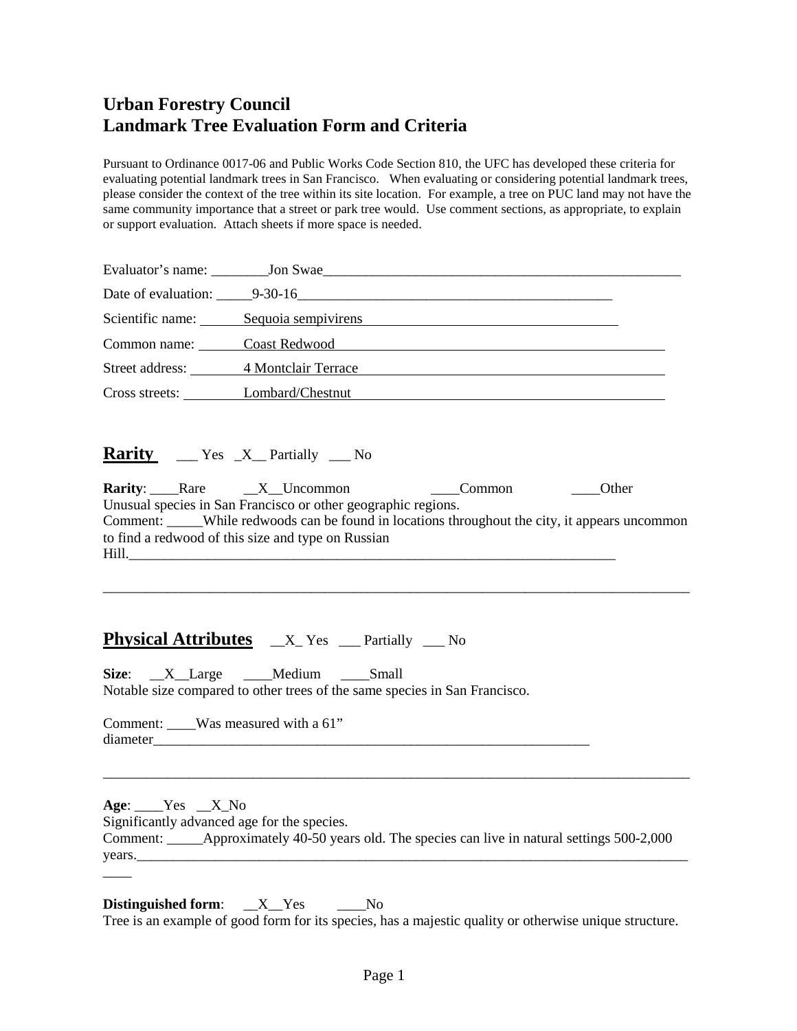# Urban Forestry Council
# Landmark Tree Evaluation Form and Criteria

Pursuant to Ordinance 0017-06 and Public Works Code Section 810, the UFC has developed these criteria for evaluating potential landmark trees in San Francisco. When evaluating or considering potential landmark trees, please consider the context of the tree within its site location. For example, a tree on PUC land may not have the same community importance that a street or park tree would. Use comment sections, as appropriate, to explain or support evaluation. Attach sheets if more space is needed.

Evaluator's name: ________Jon Swae____________________________________________________

Date of evaluation: _____9-30-16_____________________________________________

Scientific name: Sequoia sempivirens

Common name: Coast Redwood

Street address: 4 Montclair Terrace

Cross streets: Lombard/Chestnut

## Rarity ___ Yes _X__ Partially ___ No

**Rarity**: ____Rare __X__Uncommon ____Common ____Other

Unusual species in San Francisco or other geographic regions.

Comment: _____While redwoods can be found in locations throughout the city, it appears uncommon to find a redwood of this size and type on Russian Hill.______________________________________________________________________

_____________________________________________________________________________________

## Physical Attributes __X_ Yes ___ Partially ___ No

**Size**: __X__Large ____Medium ____Small

Notable size compared to other trees of the same species in San Francisco.

Comment: ____Was measured with a 61" diameter________________________________________________________________

_____________________________________________________________________________________

**Age**: ____Yes __X_No

Significantly advanced age for the species.

Comment: _____Approximately 40-50 years old. The species can live in natural settings 500-2,000 years._______________________________________________________________________________ ____

**Distinguished form**: __X__Yes ____No

Tree is an example of good form for its species, has a majestic quality or otherwise unique structure.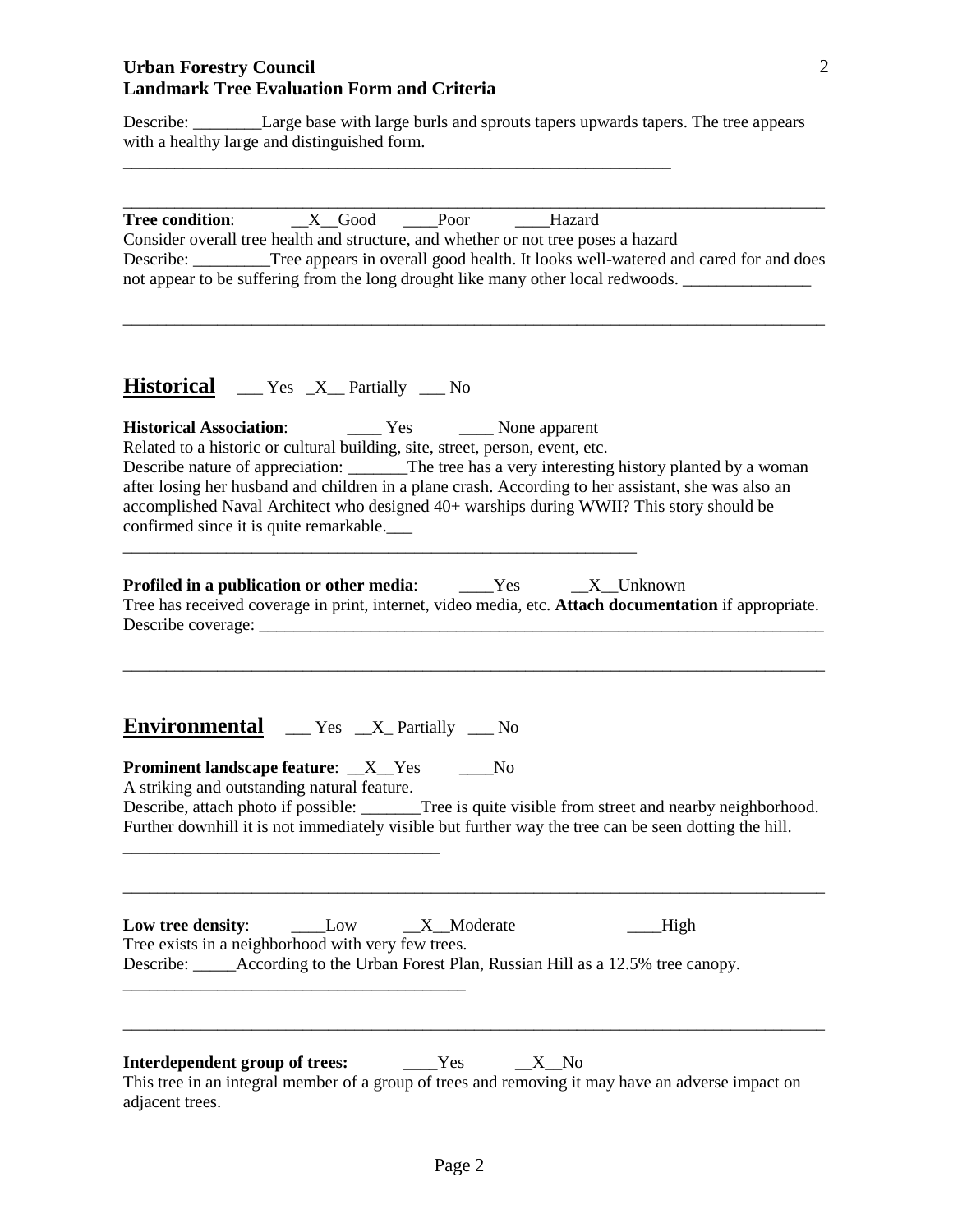**Urban Forestry Council**
**Landmark Tree Evaluation Form and Criteria**

Describe: ________Large base with large burls and sprouts tapers upwards tapers. The tree appears with a healthy large and distinguished form.

**Tree condition**: __X__Good ____Poor ____Hazard
Consider overall tree health and structure, and whether or not tree poses a hazard
Describe: _________Tree appears in overall good health. It looks well-watered and cared for and does not appear to be suffering from the long drought like many other local redwoods. _______________

## Historical ___ Yes _X__ Partially ___ No

**Historical Association**: ____ Yes ____ None apparent
Related to a historic or cultural building, site, street, person, event, etc.
Describe nature of appreciation: _______The tree has a very interesting history planted by a woman after losing her husband and children in a plane crash. According to her assistant, she was also an accomplished Naval Architect who designed 40+ warships during WWII? This story should be confirmed since it is quite remarkable.___

**Profiled in a publication or other media**: ____Yes __X__Unknown
Tree has received coverage in print, internet, video media, etc. **Attach documentation** if appropriate.
Describe coverage: ________________________________________________

## Environmental ___ Yes __X_ Partially ___ No

**Prominent landscape feature**: __X__Yes ____No
A striking and outstanding natural feature.
Describe, attach photo if possible: _______Tree is quite visible from street and nearby neighborhood. Further downhill it is not immediately visible but further way the tree can be seen dotting the hill.

**Low tree density**: ____Low __X__Moderate ____High
Tree exists in a neighborhood with very few trees.
Describe: _____According to the Urban Forest Plan, Russian Hill as a 12.5% tree canopy.

**Interdependent group of trees:** ____Yes __X__No
This tree in an integral member of a group of trees and removing it may have an adverse impact on adjacent trees.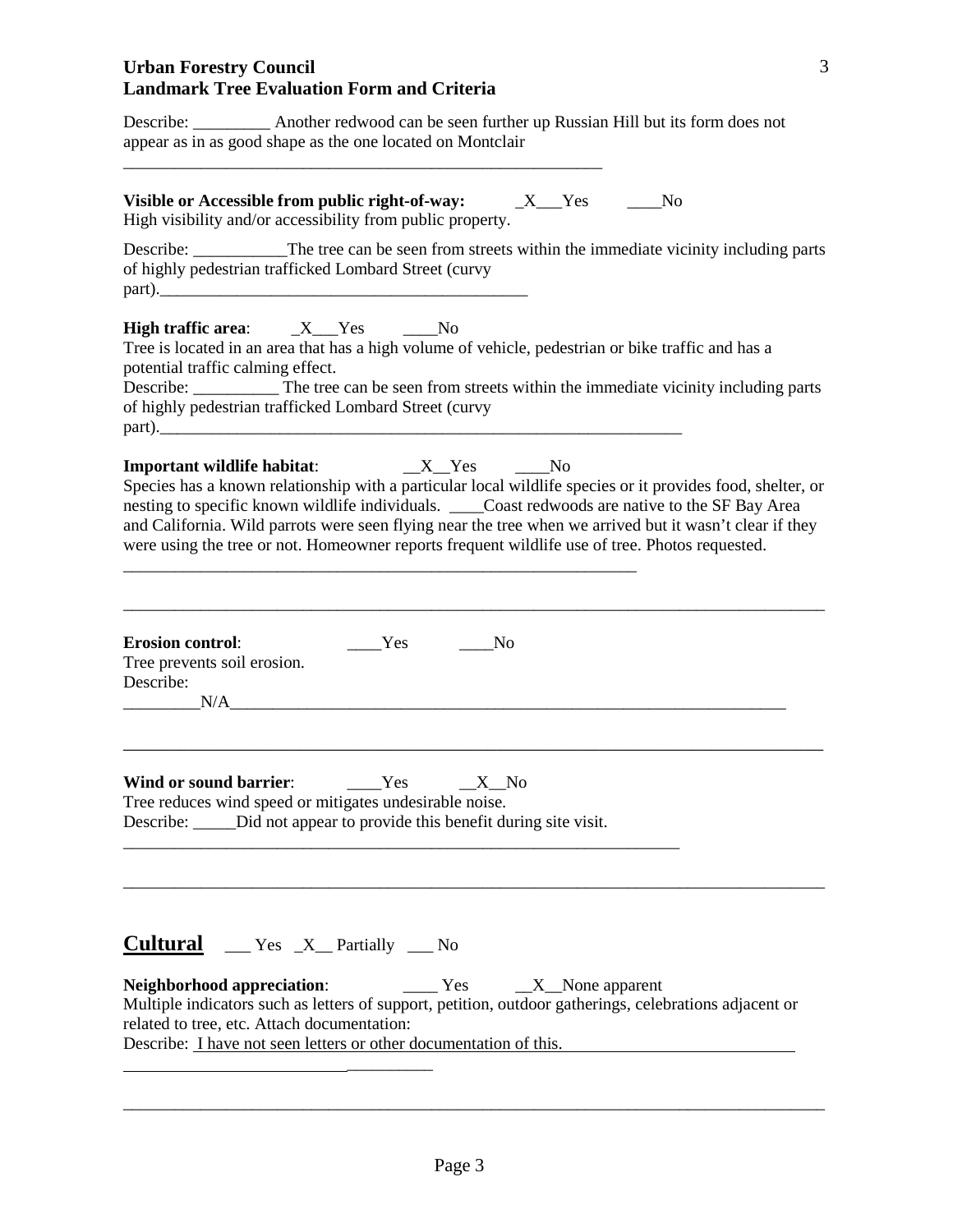**Urban Forestry Council**
**Landmark Tree Evaluation Form and Criteria**

Describe: _________ Another redwood can be seen further up Russian Hill but its form does not appear as in as good shape as the one located on Montclair
_______________________________________________________

**Visible or Accessible from public right-of-way:** _X___Yes ____No
High visibility and/or accessibility from public property.

Describe: ___________The tree can be seen from streets within the immediate vicinity including parts of highly pedestrian trafficked Lombard Street (curvy part).___________________________________________

**High traffic area**: _X___Yes ____No
Tree is located in an area that has a high volume of vehicle, pedestrian or bike traffic and has a potential traffic calming effect.
Describe: __________ The tree can be seen from streets within the immediate vicinity including parts of highly pedestrian trafficked Lombard Street (curvy part).______________________________________________________________

**Important wildlife habitat**: __X__Yes ____No
Species has a known relationship with a particular local wildlife species or it provides food, shelter, or nesting to specific known wildlife individuals. ____Coast redwoods are native to the SF Bay Area and California. Wild parrots were seen flying near the tree when we arrived but it wasn't clear if they were using the tree or not. Homeowner reports frequent wildlife use of tree. Photos requested.
___________________________________________________________

________________________________________________________________________________

**Erosion control**: ____Yes ____No
Tree prevents soil erosion.
Describe: _________N/A_______________________________________________________________

________________________________________________________________________________

**Wind or sound barrier**: ____Yes __X__No
Tree reduces wind speed or mitigates undesirable noise.
Describe: _____Did not appear to provide this benefit during site visit.
_______________________________________________________________

________________________________________________________________________________

## Cultural ___ Yes _X__ Partially ___ No

**Neighborhood appreciation**: ____ Yes __X__None apparent
Multiple indicators such as letters of support, petition, outdoor gatherings, celebrations adjacent or related to tree, etc. Attach documentation:
Describe: I have not seen letters or other documentation of this.
____________________________________

________________________________________________________________________________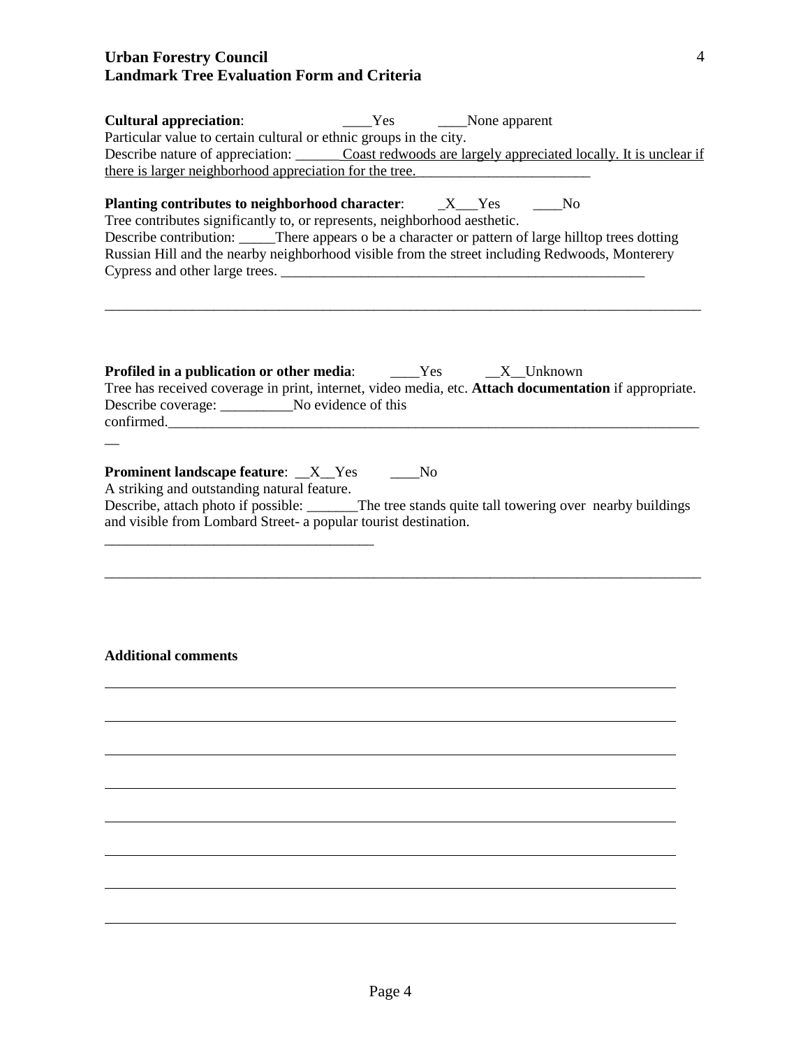**Cultural appreciation**: ____Yes ____None apparent
Particular value to certain cultural or ethnic groups in the city.
Describe nature of appreciation: ______Coast redwoods are largely appreciated locally. It is unclear if there is larger neighborhood appreciation for the tree.________________________

**Planting contributes to neighborhood character**: _X___Yes ____No
Tree contributes significantly to, or represents, neighborhood aesthetic.
Describe contribution: _____There appears o be a character or pattern of large hilltop trees dotting Russian Hill and the nearby neighborhood visible from the street including Redwoods, Monterery Cypress and other large trees. ____________________________________________________

_____________________________________________________________________________________

**Profiled in a publication or other media**: ____Yes __X__Unknown
Tree has received coverage in print, internet, video media, etc. **Attach documentation** if appropriate.
Describe coverage: __________No evidence of this confirmed.______________________________________________________________________________

**Prominent landscape feature**: __X__Yes ____No
A striking and outstanding natural feature.
Describe, attach photo if possible: _______The tree stands quite tall towering over nearby buildings and visible from Lombard Street- a popular tourist destination.
_____________________________________

_____________________________________________________________________________________

**Additional comments**